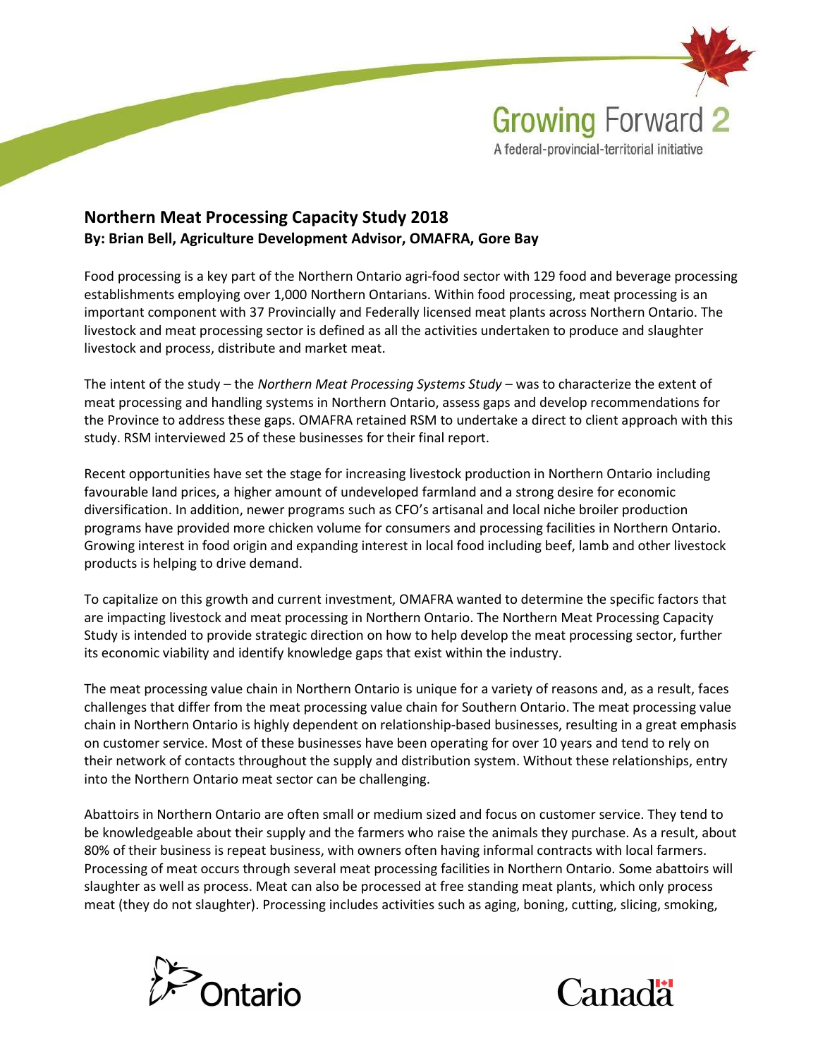Growing Forward 2
A federal-provincial-territorial initiative

## Northern Meat Processing Capacity Study 2018

**By: Brian Bell, Agriculture Development Advisor, OMAFRA, Gore Bay**

Food processing is a key part of the Northern Ontario agri-food sector with 129 food and beverage processing establishments employing over 1,000 Northern Ontarians. Within food processing, meat processing is an important component with 37 Provincially and Federally licensed meat plants across Northern Ontario. The livestock and meat processing sector is defined as all the activities undertaken to produce and slaughter livestock and process, distribute and market meat.

The intent of the study – the *Northern Meat Processing Systems Study* – was to characterize the extent of meat processing and handling systems in Northern Ontario, assess gaps and develop recommendations for the Province to address these gaps. OMAFRA retained RSM to undertake a direct to client approach with this study. RSM interviewed 25 of these businesses for their final report.

Recent opportunities have set the stage for increasing livestock production in Northern Ontario including favourable land prices, a higher amount of undeveloped farmland and a strong desire for economic diversification. In addition, newer programs such as CFO's artisanal and local niche broiler production programs have provided more chicken volume for consumers and processing facilities in Northern Ontario. Growing interest in food origin and expanding interest in local food including beef, lamb and other livestock products is helping to drive demand.

To capitalize on this growth and current investment, OMAFRA wanted to determine the specific factors that are impacting livestock and meat processing in Northern Ontario. The Northern Meat Processing Capacity Study is intended to provide strategic direction on how to help develop the meat processing sector, further its economic viability and identify knowledge gaps that exist within the industry.

The meat processing value chain in Northern Ontario is unique for a variety of reasons and, as a result, faces challenges that differ from the meat processing value chain for Southern Ontario. The meat processing value chain in Northern Ontario is highly dependent on relationship-based businesses, resulting in a great emphasis on customer service. Most of these businesses have been operating for over 10 years and tend to rely on their network of contacts throughout the supply and distribution system. Without these relationships, entry into the Northern Ontario meat sector can be challenging.

Abattoirs in Northern Ontario are often small or medium sized and focus on customer service. They tend to be knowledgeable about their supply and the farmers who raise the animals they purchase. As a result, about 80% of their business is repeat business, with owners often having informal contracts with local farmers. Processing of meat occurs through several meat processing facilities in Northern Ontario. Some abattoirs will slaughter as well as process. Meat can also be processed at free standing meat plants, which only process meat (they do not slaughter). Processing includes activities such as aging, boning, cutting, slicing, smoking,

Ontario

Canada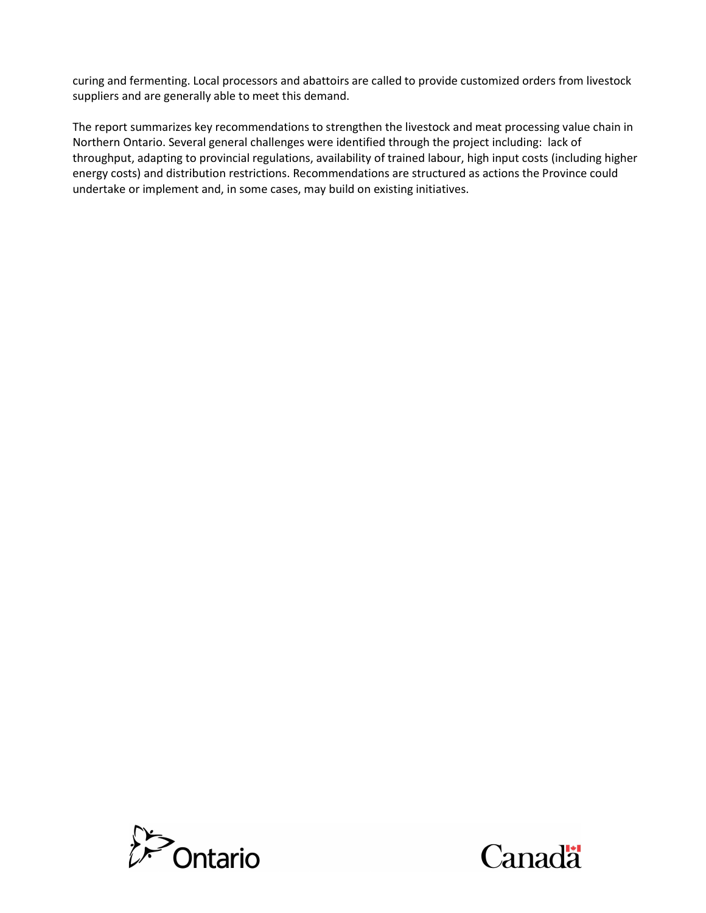curing and fermenting. Local processors and abattoirs are called to provide customized orders from livestock suppliers and are generally able to meet this demand.

The report summarizes key recommendations to strengthen the livestock and meat processing value chain in Northern Ontario. Several general challenges were identified through the project including: lack of throughput, adapting to provincial regulations, availability of trained labour, high input costs (including higher energy costs) and distribution restrictions. Recommendations are structured as actions the Province could undertake or implement and, in some cases, may build on existing initiatives.